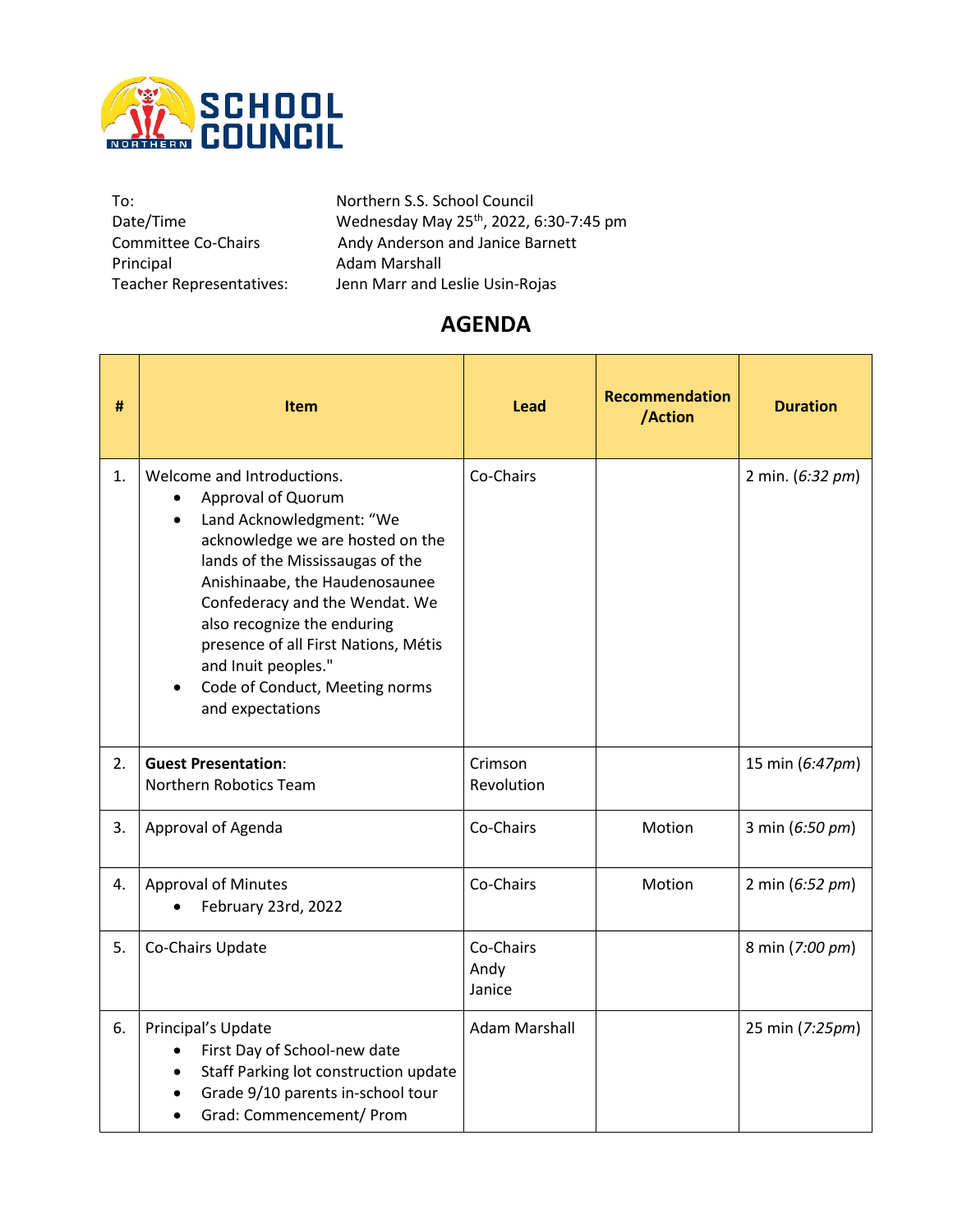SCHOOL COUNCIL

| | |
|---|---|
| To: | Northern S.S. School Council |
| Date/Time | Wednesday May 25th, 2022, 6:30-7:45 pm |
| Committee Co-Chairs | Andy Anderson and Janice Barnett |
| Principal | Adam Marshall |
| Teacher Representatives: | Jenn Marr and Leslie Usin-Rojas |

# AGENDA

| # | Item | Lead | Recommendation /Action | Duration |
|---|---|---|---|---|
| 1. | Welcome and Introductions.<br>• Approval of Quorum<br>• Land Acknowledgment: "We acknowledge we are hosted on the lands of the Mississaugas of the Anishinaabe, the Haudenosaunee Confederacy and the Wendat. We also recognize the enduring presence of all First Nations, Métis and Inuit peoples."<br>• Code of Conduct, Meeting norms and expectations | Co-Chairs | | 2 min. (*6:32 pm*) |
| 2. | **Guest Presentation**: Northern Robotics Team | Crimson Revolution | | 15 min (*6:47pm*) |
| 3. | Approval of Agenda | Co-Chairs | Motion | 3 min (*6:50 pm*) |
| 4. | Approval of Minutes<br>• February 23rd, 2022 | Co-Chairs | Motion | 2 min (*6:52 pm*) |
| 5. | Co-Chairs Update | Co-Chairs<br>Andy<br>Janice | | 8 min (*7:00 pm*) |
| 6. | Principal's Update<br>• First Day of School-new date<br>• Staff Parking lot construction update<br>• Grade 9/10 parents in-school tour<br>• Grad: Commencement/ Prom | Adam Marshall | | 25 min (*7:25pm*) |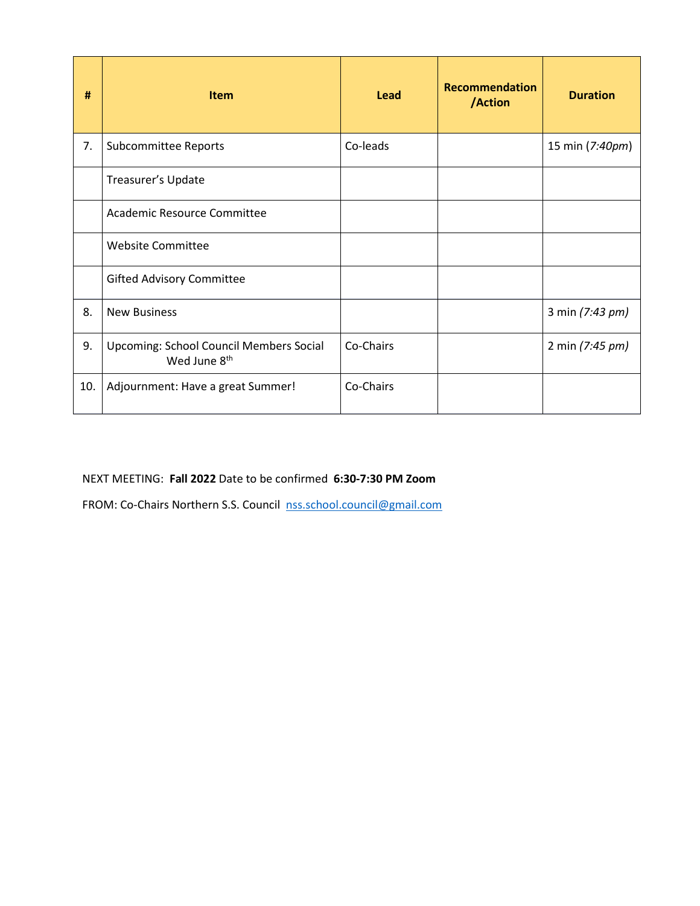| # | Item | Lead | Recommendation /Action | Duration |
|---|---|---|---|---|
| 7. | Subcommittee Reports | Co-leads | | 15 min (*7:40pm*) |
| | Treasurer's Update | | | |
| | Academic Resource Committee | | | |
| | Website Committee | | | |
| | Gifted Advisory Committee | | | |
| 8. | New Business | | | 3 min *(7:43 pm)* |
| 9. | Upcoming: School Council Members Social Wed June 8th | Co-Chairs | | 2 min *(7:45 pm)* |
| 10. | Adjournment: Have a great Summer! | Co-Chairs | | |

NEXT MEETING: **Fall 2022** Date to be confirmed **6:30-7:30 PM Zoom**

FROM: Co-Chairs Northern S.S. Council nss.school.council@gmail.com